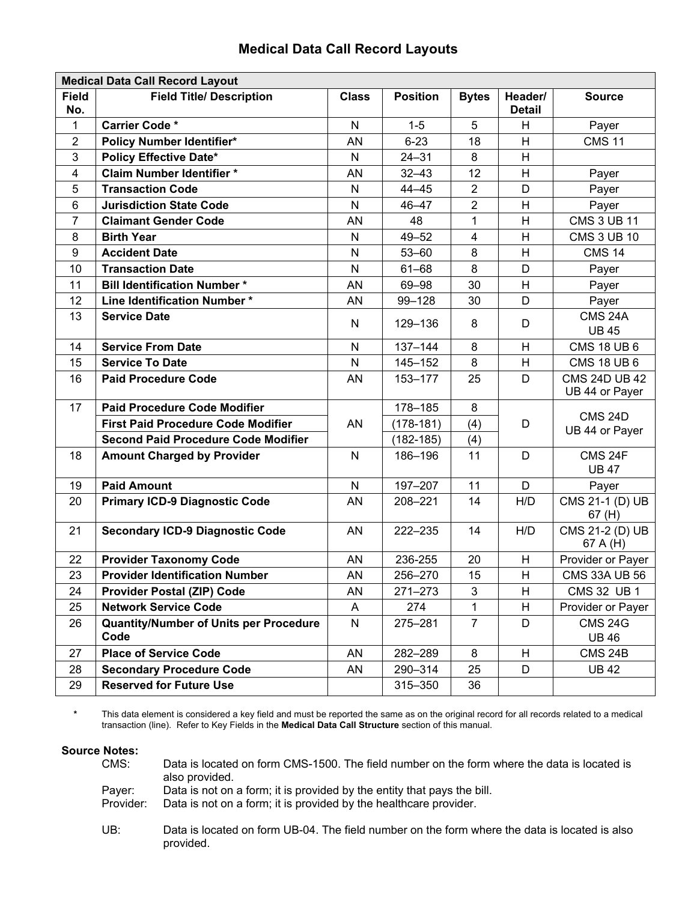# Medical Data Call Record Layouts

| Medical Data Call Record Layout | | | | | | |
|---|---|---|---|---|---|---|
| **Field No.** | **Field Title/ Description** | **Class** | **Position** | **Bytes** | **Header/ Detail** | **Source** |
| 1 | **Carrier Code *** | N | 1-5 | 5 | H | Payer |
| 2 | **Policy Number Identifier*** | AN | 6-23 | 18 | H | CMS 11 |
| 3 | **Policy Effective Date*** | N | 24–31 | 8 | H | |
| 4 | **Claim Number Identifier *** | AN | 32–43 | 12 | H | Payer |
| 5 | **Transaction Code** | N | 44–45 | 2 | D | Payer |
| 6 | **Jurisdiction State Code** | N | 46–47 | 2 | H | Payer |
| 7 | **Claimant Gender Code** | AN | 48 | 1 | H | CMS 3 UB 11 |
| 8 | **Birth Year** | N | 49–52 | 4 | H | CMS 3 UB 10 |
| 9 | **Accident Date** | N | 53–60 | 8 | H | CMS 14 |
| 10 | **Transaction Date** | N | 61–68 | 8 | D | Payer |
| 11 | **Bill Identification Number *** | AN | 69–98 | 30 | H | Payer |
| 12 | **Line Identification Number *** | AN | 99–128 | 30 | D | Payer |
| 13 | **Service Date** | N | 129–136 | 8 | D | CMS 24A UB 45 |
| 14 | **Service From Date** | N | 137–144 | 8 | H | CMS 18 UB 6 |
| 15 | **Service To Date** | N | 145–152 | 8 | H | CMS 18 UB 6 |
| 16 | **Paid Procedure Code** | AN | 153–177 | 25 | D | CMS 24D UB 42 UB 44 or Payer |
| 17 | **Paid Procedure Code Modifier** | AN | 178–185 | 8 | D | CMS 24D UB 44 or Payer |
| | **First Paid Procedure Code Modifier** | | (178-181) | (4) | | |
| | **Second Paid Procedure Code Modifier** | | (182-185) | (4) | | |
| 18 | **Amount Charged by Provider** | N | 186–196 | 11 | D | CMS 24F UB 47 |
| 19 | **Paid Amount** | N | 197–207 | 11 | D | Payer |
| 20 | **Primary ICD-9 Diagnostic Code** | AN | 208–221 | 14 | H/D | CMS 21-1 (D) UB 67 (H) |
| 21 | **Secondary ICD-9 Diagnostic Code** | AN | 222–235 | 14 | H/D | CMS 21-2 (D) UB 67 A (H) |
| 22 | **Provider Taxonomy Code** | AN | 236-255 | 20 | H | Provider or Payer |
| 23 | **Provider Identification Number** | AN | 256–270 | 15 | H | CMS 33A UB 56 |
| 24 | **Provider Postal (ZIP) Code** | AN | 271–273 | 3 | H | CMS 32 UB 1 |
| 25 | **Network Service Code** | A | 274 | 1 | H | Provider or Payer |
| 26 | **Quantity/Number of Units per Procedure Code** | N | 275–281 | 7 | D | CMS 24G UB 46 |
| 27 | **Place of Service Code** | AN | 282–289 | 8 | H | CMS 24B |
| 28 | **Secondary Procedure Code** | AN | 290–314 | 25 | D | UB 42 |
| 29 | **Reserved for Future Use** | | 315–350 | 36 | | |

**\*** This data element is considered a key field and must be reported the same as on the original record for all records related to a medical transaction (line). Refer to Key Fields in the **Medical Data Call Structure** section of this manual.

**Source Notes:**

- CMS: Data is located on form CMS-1500. The field number on the form where the data is located is also provided.
- Payer: Data is not on a form; it is provided by the entity that pays the bill.
- Provider: Data is not on a form; it is provided by the healthcare provider.
- UB: Data is located on form UB-04. The field number on the form where the data is located is also provided.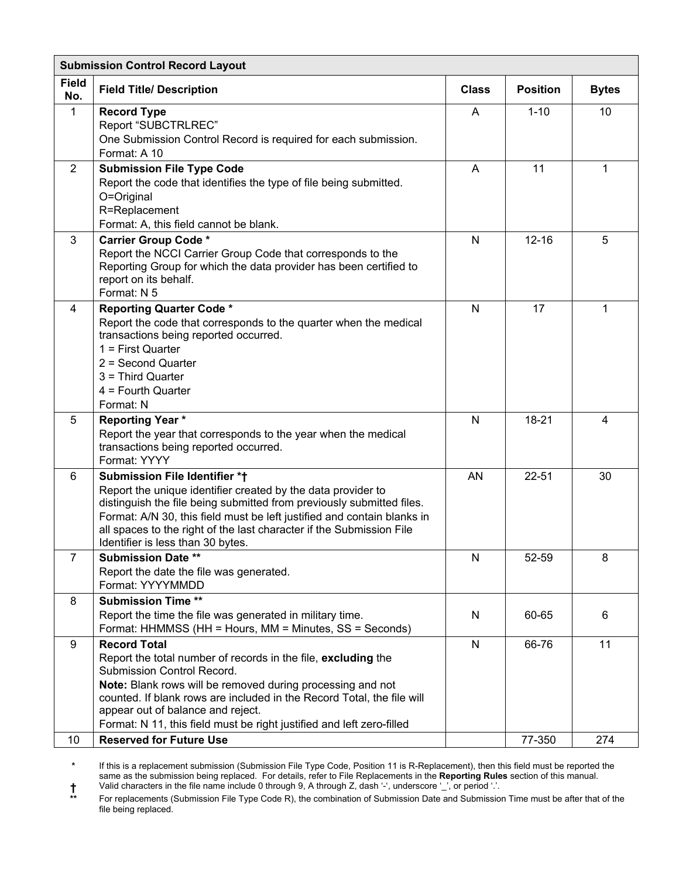| Submission Control Record Layout | | | | |
|---|---|---|---|---|
| **Field No.** | **Field Title/ Description** | **Class** | **Position** | **Bytes** |
| 1 | **Record Type**<br>Report "SUBCTRLREC"<br>One Submission Control Record is required for each submission.<br>Format: A 10 | A | 1-10 | 10 |
| 2 | **Submission File Type Code**<br>Report the code that identifies the type of file being submitted.<br>O=Original<br>R=Replacement<br>Format: A, this field cannot be blank. | A | 11 | 1 |
| 3 | **Carrier Group Code** *<br>Report the NCCI Carrier Group Code that corresponds to the Reporting Group for which the data provider has been certified to report on its behalf.<br>Format: N 5 | N | 12-16 | 5 |
| 4 | **Reporting Quarter Code** *<br>Report the code that corresponds to the quarter when the medical transactions being reported occurred.<br>1 = First Quarter<br>2 = Second Quarter<br>3 = Third Quarter<br>4 = Fourth Quarter<br>Format: N | N | 17 | 1 |
| 5 | **Reporting Year** *<br>Report the year that corresponds to the year when the medical transactions being reported occurred.<br>Format: YYYY | N | 18-21 | 4 |
| 6 | **Submission File Identifier** *†<br>Report the unique identifier created by the data provider to distinguish the file being submitted from previously submitted files.<br>Format: A/N 30, this field must be left justified and contain blanks in all spaces to the right of the last character if the Submission File Identifier is less than 30 bytes. | AN | 22-51 | 30 |
| 7 | **Submission Date** **<br>Report the date the file was generated.<br>Format: YYYYMMDD | N | 52-59 | 8 |
| 8 | **Submission Time** **<br>Report the time the file was generated in military time.<br>Format: HHMMSS (HH = Hours, MM = Minutes, SS = Seconds) | N | 60-65 | 6 |
| 9 | **Record Total**<br>Report the total number of records in the file, **excluding** the Submission Control Record.<br>**Note:** Blank rows will be removed during processing and not counted. If blank rows are included in the Record Total, the file will appear out of balance and reject.<br>Format: N 11, this field must be right justified and left zero-filled | N | 66-76 | 11 |
| 10 | **Reserved for Future Use** | | 77-350 | 274 |

\* If this is a replacement submission (Submission File Type Code, Position 11 is R-Replacement), then this field must be reported the same as the submission being replaced. For details, refer to File Replacements in the **Reporting Rules** section of this manual.

† Valid characters in the file name include 0 through 9, A through Z, dash '-', underscore '_', or period '.'.

** For replacements (Submission File Type Code R), the combination of Submission Date and Submission Time must be after that of the file being replaced.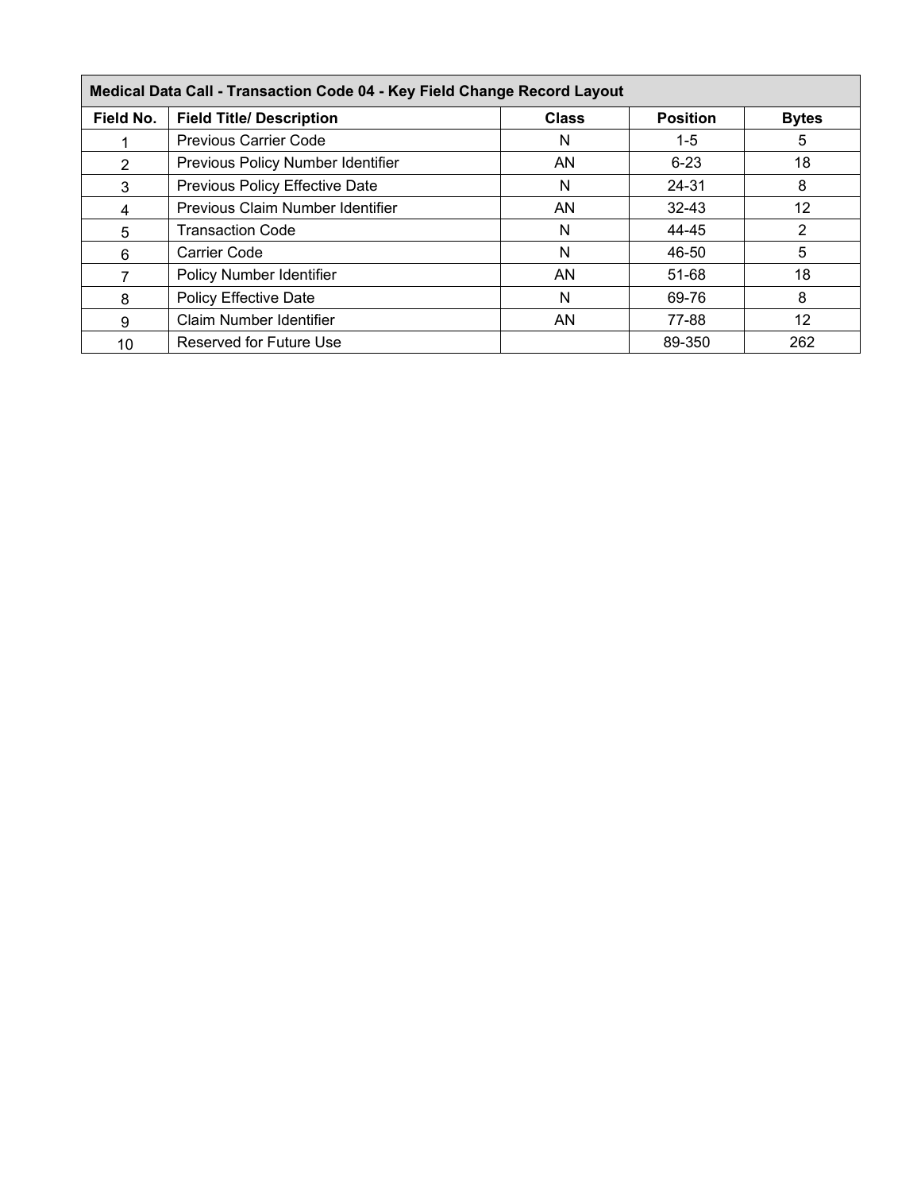| Medical Data Call - Transaction Code 04 - Key Field Change Record Layout | | | | |
| --- | --- | --- | --- | --- |
| **Field No.** | **Field Title/ Description** | **Class** | **Position** | **Bytes** |
| 1 | Previous Carrier Code | N | 1-5 | 5 |
| 2 | Previous Policy Number Identifier | AN | 6-23 | 18 |
| 3 | Previous Policy Effective Date | N | 24-31 | 8 |
| 4 | Previous Claim Number Identifier | AN | 32-43 | 12 |
| 5 | Transaction Code | N | 44-45 | 2 |
| 6 | Carrier Code | N | 46-50 | 5 |
| 7 | Policy Number Identifier | AN | 51-68 | 18 |
| 8 | Policy Effective Date | N | 69-76 | 8 |
| 9 | Claim Number Identifier | AN | 77-88 | 12 |
| 10 | Reserved for Future Use | | 89-350 | 262 |